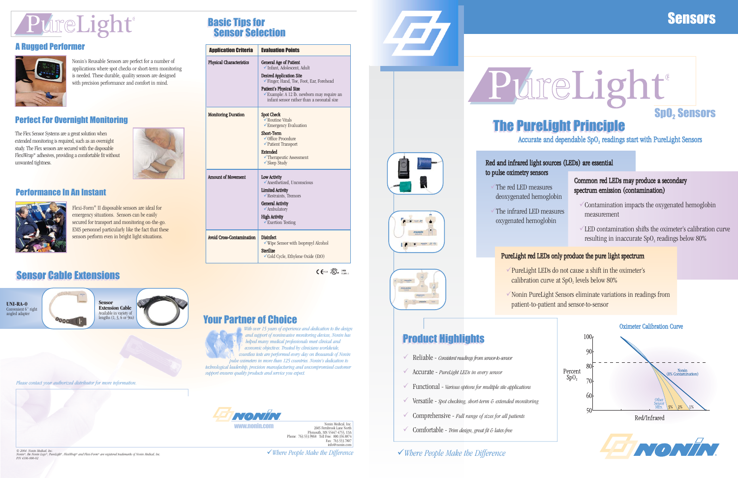# PureLight®

## A Rugged Performer

Nonin's Reusable Sensors are perfect for a number of applications where spot checks or short-term monitoring is needed. These durable, quality sensors are designed with precision performance and comfort in mind.

## Perfect For Overnight Monitoring

The Flex Sensor Systems are a great solution when extended monitoring is required, such as an overnight study. The Flex sensors are secured with the disposable FlexiWrap® adhesives, providing a comfortable fit without unwanted tightness.

## Performance In An Instant

Flexi-Form® II disposable sensors are ideal for emergency situations. Sensors can be easily secured for transport and monitoring on-the-go. EMS personnel particularly like the fact that these sensors perform even in bright light situations.

## Sensor Cable Extensions

**UNI-RA-0**
Convenient 6" right angled adapter

**Sensor Extension Cable**
Available in variety of lengths (1, 3, 6 or 9m)

*Please contact your authorized distributor for more information.*

## Basic Tips for Sensor Selection

| Application Criteria | Evaluation Points |
|---|---|
| Physical Characteristics | **General Age of Patient**<br>✓Infant, Adolescent, Adult<br>**Desired Application Site**<br>✓Finger, Hand, Toe, Foot, Ear, Forehead<br>**Patient's Physical Size**<br>✓Example: A 12 lb. newborn may require an infant sensor rather than a neonatal size |
| Monitoring Duration | **Spot Check**<br>✓Routine Vitals<br>✓Emergency Evaluation<br>**Short-Term**<br>✓Office Procedure<br>✓Patient Transport<br>**Extended**<br>✓Therapeutic Assessment<br>✓Sleep Study |
| Amount of Movement | **Low Activity**<br>✓Anesthetized, Unconscious<br>**Limited Activity**<br>✓Restraints, Tremors<br>**General Activity**<br>✓Ambulatory<br>**High Activity**<br>✓Exertion Testing |
| Avoid Cross-Contamination | **Disinfect**<br>✓Wipe Sensor with Isopropyl Alcohol<br>**Sterilize**<br>✓Cold Cycle, Ethylene Oxide (EtO) |

## Your Partner of Choice

*With over 15 years of experience and dedication to the design and support of noninvasive monitoring devices, Nonin has helped many medical professionals meet clinical and economic objectives. Trusted by clinicians worldwide, countless tests are performed every day on thousands of Nonin pulse oximeters in more than 125 countries. Nonin's dedication to technological leadership, precision manufacturing and uncompromised customer support ensures quality products and service you expect.*

NONIN
www.nonin.com

Nonin Medical, Inc.
2605 Fernbrook Lane North
Plymouth, MN 55447-4755, USA
Phone: 763.553.9968 Toll Free: 800.356.8874
Fax: 763.553.7807
info@nonin.com

© 2004 Nonin Medical, Inc.
Nonin®, the Nonin Logo®, PureLight®, FlexiWrap® and Flexi-Form® are registered trademarks of Nonin Medical, Inc.
P/N 4186-000-02

✓*Where People Make the Difference*

# Sensors

# PureLight®

## $SpO_2$ Sensors

## The PureLight Principle

Accurate and dependable $SpO_2$ readings start with PureLight Sensors

**Red and infrared light sources (LEDs) are essential to pulse oximetry sensors**

- ✓The red LED measures deoxygenated hemoglobin
- ✓The infrared LED measures oxygenated hemoglobin

**Common red LEDs may produce a secondary spectrum emission (contamination)**

- ✓Contamination impacts the oxygenated hemoglobin measurement
- ✓LED contamination shifts the oximeter's calibration curve resulting in inaccurate $SpO_2$ readings below 80%

**PureLight red LEDs only produce the pure light spectrum**

- ✓PureLight LEDs do not cause a shift in the oximeter's calibration curve at $SpO_2$ levels below 80%
- ✓Nonin PureLight Sensors eliminate variations in readings from patient-to-patient and sensor-to-sensor

## Product Highlights

- ✓ Reliable - *Consistent readings from sensor-to-sensor*
- ✓ Accurate - *PureLight LEDs in every sensor*
- ✓ Functional - *Various options for multiple site applications*
- ✓ Versatile - *Spot checking, short-term & extended monitoring*
- ✓ Comprehensive - *Full range of sizes for all patients*
- ✓ Comfortable - *Trim design, great fit & latex-free*

**Oximeter Calibration Curve**

Percent $SpO_2$ (50–100) vs. Red/Infrared
Nonin (0% Contamination); Other Sensor Mfrs. 3%, 2%, 1%

✓*Where People Make the Difference*

NONIN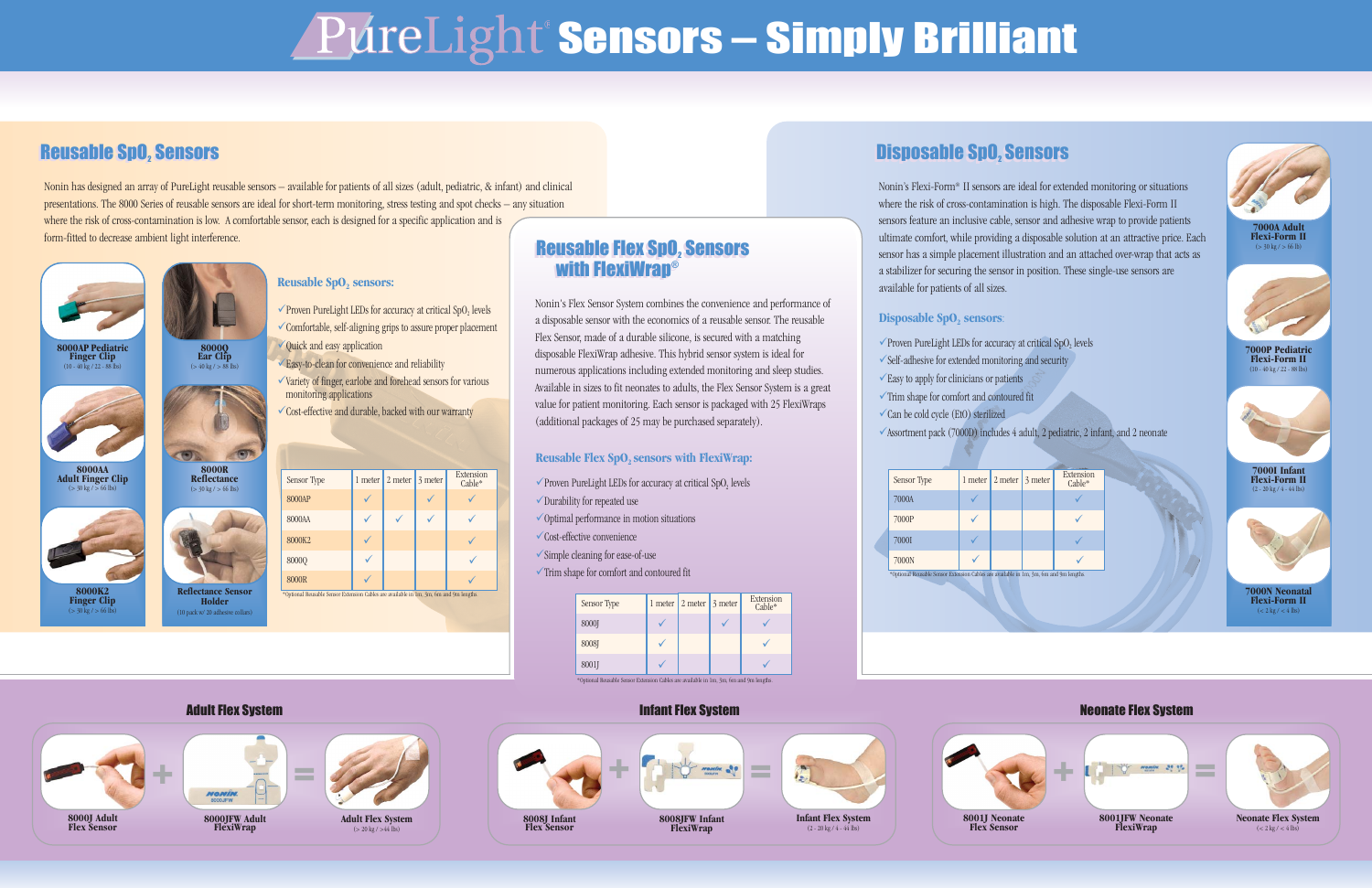# PureLight® Sensors – Simply Brilliant

## Reusable $SpO_2$ Sensors

Nonin has designed an array of PureLight reusable sensors – available for patients of all sizes (adult, pediatric, & infant) and clinical presentations. The 8000 Series of reusable sensors are ideal for short-term monitoring, stress testing and spot checks – any situation where the risk of cross-contamination is low. A comfortable sensor, each is designed for a specific application and is form-fitted to decrease ambient light interference.

**8000AP Pediatric Finger Clip**
(10 - 40 kg / 22 - 88 lbs)

**8000Q Ear Clip**
(> 40 kg / > 88 lbs)

**8000AA Adult Finger Clip**
(> 30 kg / > 66 lbs)

**8000R Reflectance**
(> 30 kg / > 66 lbs)

**8000K2 Finger Clip**
(> 30 kg / > 66 lbs)

**Reflectance Sensor Holder**
(10 pack w/ 20 adhesive collars)

### Reusable $SpO_2$ sensors:

- ✓ Proven PureLight LEDs for accuracy at critical $SpO_2$ levels
- ✓ Comfortable, self-aligning grips to assure proper placement
- ✓ Quick and easy application
- ✓ Easy-to-clean for convenience and reliability
- ✓ Variety of finger, earlobe and forehead sensors for various monitoring applications
- ✓ Cost-effective and durable, backed with our warranty

| Sensor Type | 1 meter | 2 meter | 3 meter | Extension Cable* |
|---|---|---|---|---|
| 8000AP | ✓ | | ✓ | ✓ |
| 8000AA | ✓ | ✓ | ✓ | ✓ |
| 8000K2 | ✓ | | | ✓ |
| 8000Q | ✓ | | | ✓ |
| 8000R | ✓ | | | ✓ |

*Optional Reusable Sensor Extension Cables are available in 1m, 3m, 6m and 9m lengths.

## Reusable Flex $SpO_2$ Sensors with FlexiWrap®

Nonin's Flex Sensor System combines the convenience and performance of a disposable sensor with the economics of a reusable sensor. The reusable Flex Sensor, made of a durable silicone, is secured with a matching disposable FlexiWrap adhesive. This hybrid sensor system is ideal for numerous applications including extended monitoring and sleep studies. Available in sizes to fit neonates to adults, the Flex Sensor System is a great value for patient monitoring. Each sensor is packaged with 25 FlexiWraps (additional packages of 25 may be purchased separately).

### Reusable Flex $SpO_2$ sensors with FlexiWrap:

- ✓ Proven PureLight LEDs for accuracy at critical $SpO_2$ levels
- ✓ Durability for repeated use
- ✓ Optimal performance in motion situations
- ✓ Cost-effective convenience
- ✓ Simple cleaning for ease-of-use
- ✓ Trim shape for comfort and contoured fit

| Sensor Type | 1 meter | 2 meter | 3 meter | Extension Cable* |
|---|---|---|---|---|
| 8000J | ✓ | | ✓ | ✓ |
| 8008J | ✓ | | | ✓ |
| 8001J | ✓ | | | ✓ |

*Optional Reusable Sensor Extension Cables are available in 1m, 3m, 6m and 9m lengths.

## Disposable $SpO_2$ Sensors

Nonin's Flexi-Form® II sensors are ideal for extended monitoring or situations where the risk of cross-contamination is high. The disposable Flexi-Form II sensors feature an inclusive cable, sensor and adhesive wrap to provide patients ultimate comfort, while providing a disposable solution at an attractive price. Each sensor has a simple placement illustration and an attached over-wrap that acts as a stabilizer for securing the sensor in position. These single-use sensors are available for patients of all sizes.

### Disposable $SpO_2$ sensors:

- ✓ Proven PureLight LEDs for accuracy at critical $SpO_2$ levels
- ✓ Self-adhesive for extended monitoring and security
- ✓ Easy to apply for clinicians or patients
- ✓ Trim shape for comfort and contoured fit
- ✓ Can be cold cycle (EtO) sterilized
- ✓ Assortment pack (7000D) includes 4 adult, 2 pediatric, 2 infant, and 2 neonate

| Sensor Type | 1 meter | 2 meter | 3 meter | Extension Cable* |
|---|---|---|---|---|
| 7000A | ✓ | | | ✓ |
| 7000P | ✓ | | | ✓ |
| 7000I | ✓ | | | ✓ |
| 7000N | ✓ | | | ✓ |

*Optional Reusable Sensor Extension Cables are available in 1m, 3m, 6m and 9m lengths.

**7000A Adult Flexi-Form II**
(> 30 kg / > 66 lbs)

**7000P Pediatric Flexi-Form II**
(10 - 40 kg / 22 - 88 lbs)

**7000I Infant Flexi-Form II**
(2 - 20 kg / 4 - 44 lbs)

**7000N Neonatal Flexi-Form II**
(< 2 kg / < 4 lbs)

## Adult Flex System

**8000J Adult Flex Sensor** + **8000JFW Adult FlexiWrap** = **Adult Flex System**
(> 20 kg / >44 lbs)

## Infant Flex System

**8008J Infant Flex Sensor** + **8008JFW Infant FlexiWrap** = **Infant Flex System**
(2 - 20 kg / 4 - 44 lbs)

## Neonate Flex System

**8001J Neonate Flex Sensor** + **8001JFW Neonate FlexiWrap** = **Neonate Flex System**
(< 2 kg / < 4 lbs)